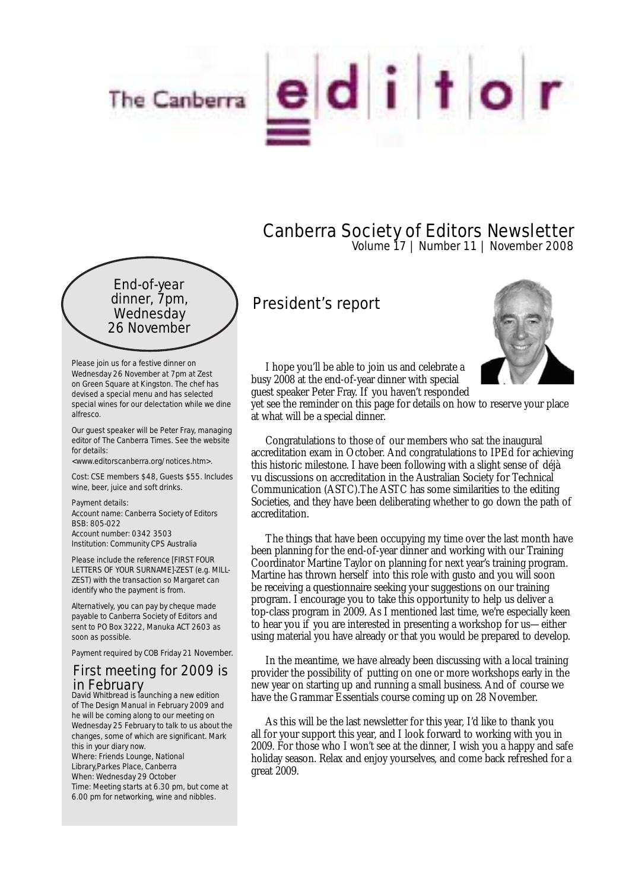# The Canberra editor

## Canberra Society of Editors Newsletter

Volume 17 | Number 11 | November 2008

### End-of-year dinner, 7pm, Wednesday 26 November

Please join us for a festive dinner on Wednesday 26 November at 7pm at Zest on Green Square at Kingston. The chef has devised a special menu and has selected special wines for our delectation while we dine alfresco.

Our guest speaker will be Peter Fray, managing editor of The Canberra Times. See the website for details:
<www.editorscanberra.org/notices.htm>.

Cost: CSE members $48, Guests $55. Includes wine, beer, juice and soft drinks.

Payment details:
Account name: Canberra Society of Editors
BSB: 805-022
Account number: 0342 3503
Institution: Community CPS Australia

Please include the reference [FIRST FOUR LETTERS OF YOUR SURNAME]-ZEST (e.g. MILL-ZEST) with the transaction so Margaret can identify who the payment is from.

Alternatively, you can pay by cheque made payable to Canberra Society of Editors and sent to PO Box 3222, Manuka ACT 2603 as soon as possible.

Payment required by COB Friday 21 November.

### First meeting for 2009 is in February

David Whitbread is launching a new edition of The Design Manual in February 2009 and he will be coming along to our meeting on Wednesday 25 February to talk to us about the changes, some of which are significant. Mark this in your diary now.
Where: Friends Lounge, National Library,Parkes Place, Canberra
When: Wednesday 29 October
Time: Meeting starts at 6.30 pm, but come at 6.00 pm for networking, wine and nibbles.

## President's report

I hope you'll be able to join us and celebrate a busy 2008 at the end-of-year dinner with special guest speaker Peter Fray. If you haven't responded yet see the reminder on this page for details on how to reserve your place at what will be a special dinner.

Congratulations to those of our members who sat the inaugural accreditation exam in October. And congratulations to IPEd for achieving this historic milestone. I have been following with a slight sense of déjà vu discussions on accreditation in the Australian Society for Technical Communication (ASTC).The ASTC has some similarities to the editing Societies, and they have been deliberating whether to go down the path of accreditation.

The things that have been occupying my time over the last month have been planning for the end-of-year dinner and working with our Training Coordinator Martine Taylor on planning for next year's training program. Martine has thrown herself into this role with gusto and you will soon be receiving a questionnaire seeking your suggestions on our training program. I encourage you to take this opportunity to help us deliver a top-class program in 2009. As I mentioned last time, we're especially keen to hear you if you are interested in presenting a workshop for us—either using material you have already or that you would be prepared to develop.

In the meantime, we have already been discussing with a local training provider the possibility of putting on one or more workshops early in the new year on starting up and running a small business. And of course we have the Grammar Essentials course coming up on 28 November.

As this will be the last newsletter for this year, I'd like to thank you all for your support this year, and I look forward to working with you in 2009. For those who I won't see at the dinner, I wish you a happy and safe holiday season. Relax and enjoy yourselves, and come back refreshed for a great 2009.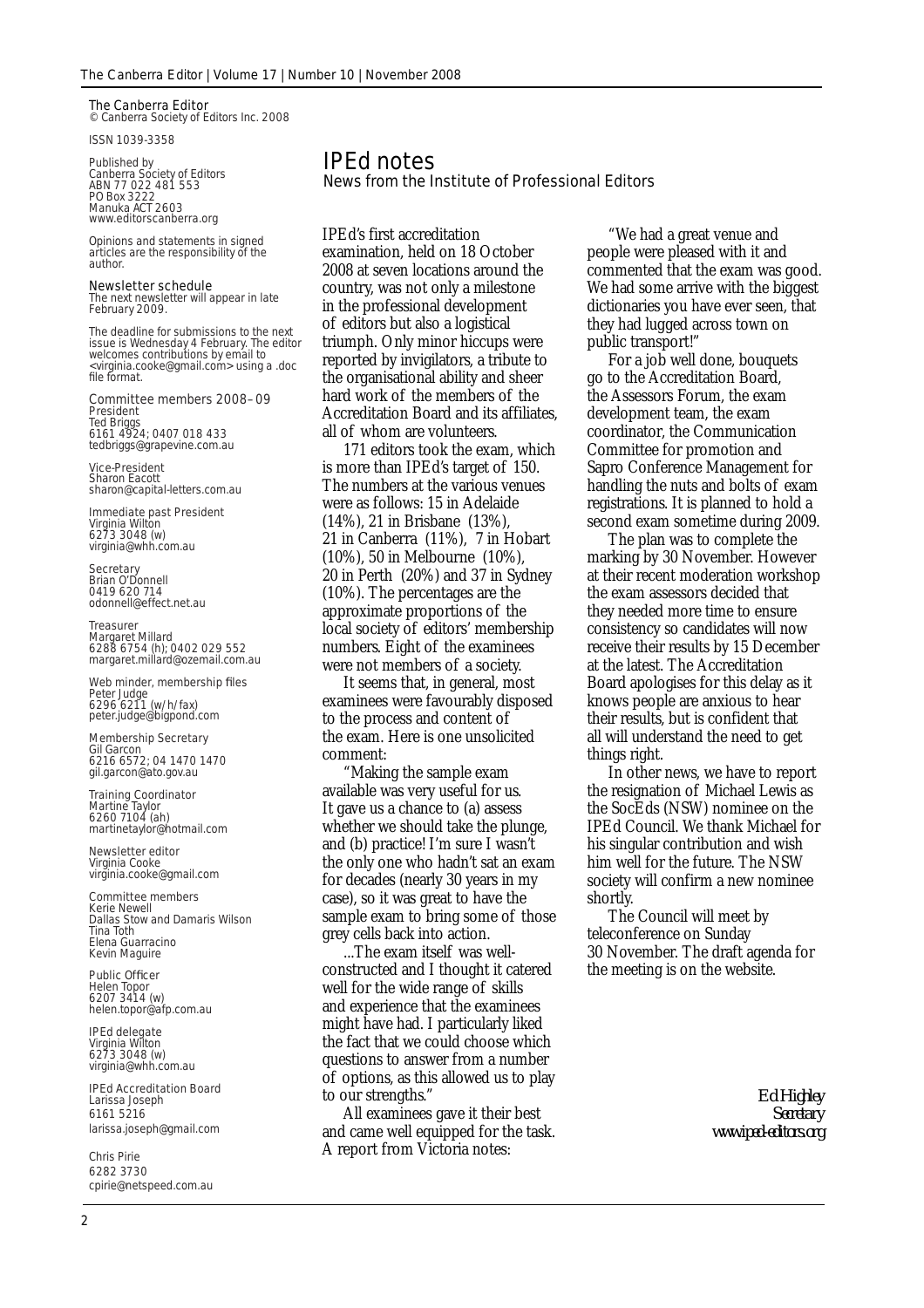The Canberra Editor
© Canberra Society of Editors Inc. 2008

ISSN 1039-3358

Published by
Canberra Society of Editors
ABN 77 022 481 553
PO Box 3222
Manuka ACT 2603
www.editorscanberra.org

Opinions and statements in signed articles are the responsibility of the author.

**Newsletter schedule**
The next newsletter will appear in late February 2009.

The deadline for submissions to the next issue is Wednesday 4 February. The editor welcomes contributions by email to <virginia.cooke@gmail.com> using a .doc file format.

**Committee members 2008–09**

President
Ted Briggs
6161 4924; 0407 018 433
tedbriggs@grapevine.com.au

Vice-President
Sharon Eacott
sharon@capital-letters.com.au

Immediate past President
Virginia Wilton
6273 3048 (w)
virginia@whh.com.au

Secretary
Brian O'Donnell
0419 620 714
odonnell@effect.net.au

Treasurer
Margaret Millard
6288 6754 (h); 0402 029 552
margaret.millard@ozemail.com.au

Web minder, membership files
Peter Judge
6296 6211 (w/h/fax)
peter.judge@bigpond.com

Membership Secretary
Gil Garcon
6216 6572; 04 1470 1470
gil.garcon@ato.gov.au

Training Coordinator
Martine Taylor
6260 7104 (ah)
martinetaylor@hotmail.com

Newsletter editor
Virginia Cooke
virginia.cooke@gmail.com

Committee members
Kerie Newell
Dallas Stow and Damaris Wilson
Tina Toth
Elena Guarracino
Kevin Maguire

Public Officer
Helen Topor
6207 3414 (w)
helen.topor@afp.com.au

IPEd delegate
Virginia Wilton
6273 3048 (w)
virginia@whh.com.au

IPEd Accreditation Board
Larissa Joseph
6161 5216
larissa.joseph@gmail.com

Chris Pirie
6282 3730
cpirie@netspeed.com.au

# IPEd notes

News from the Institute of Professional Editors

IPEd's first accreditation examination, held on 18 October 2008 at seven locations around the country, was not only a milestone in the professional development of editors but also a logistical triumph. Only minor hiccups were reported by invigilators, a tribute to the organisational ability and sheer hard work of the members of the Accreditation Board and its affiliates, all of whom are volunteers.

171 editors took the exam, which is more than IPEd's target of 150. The numbers at the various venues were as follows: 15 in Adelaide (14%), 21 in Brisbane (13%), 21 in Canberra (11%), 7 in Hobart (10%), 50 in Melbourne (10%), 20 in Perth (20%) and 37 in Sydney (10%). The percentages are the approximate proportions of the local society of editors' membership numbers. Eight of the examinees were not members of a society.

It seems that, in general, most examinees were favourably disposed to the process and content of the exam. Here is one unsolicited comment:

"Making the sample exam available was very useful for us. It gave us a chance to (a) assess whether we should take the plunge, and (b) practice! I'm sure I wasn't the only one who hadn't sat an exam for decades (nearly 30 years in my case), so it was great to have the sample exam to bring some of those grey cells back into action.

...The exam itself was well-constructed and I thought it catered well for the wide range of skills and experience that the examinees might have had. I particularly liked the fact that we could choose which questions to answer from a number of options, as this allowed us to play to our strengths."

All examinees gave it their best and came well equipped for the task. A report from Victoria notes:

"We had a great venue and people were pleased with it and commented that the exam was good. We had some arrive with the biggest dictionaries you have ever seen, that they had lugged across town on public transport!"

For a job well done, bouquets go to the Accreditation Board, the Assessors Forum, the exam development team, the exam coordinator, the Communication Committee for promotion and Sapro Conference Management for handling the nuts and bolts of exam registrations. It is planned to hold a second exam sometime during 2009.

The plan was to complete the marking by 30 November. However at their recent moderation workshop the exam assessors decided that they needed more time to ensure consistency so candidates will now receive their results by 15 December at the latest. The Accreditation Board apologises for this delay as it knows people are anxious to hear their results, but is confident that all will understand the need to get things right.

In other news, we have to report the resignation of Michael Lewis as the SocEds (NSW) nominee on the IPEd Council. We thank Michael for his singular contribution and wish him well for the future. The NSW society will confirm a new nominee shortly.

The Council will meet by teleconference on Sunday 30 November. The draft agenda for the meeting is on the website.

*Ed Highley*
*Secretary*
*www.iped-editors.org*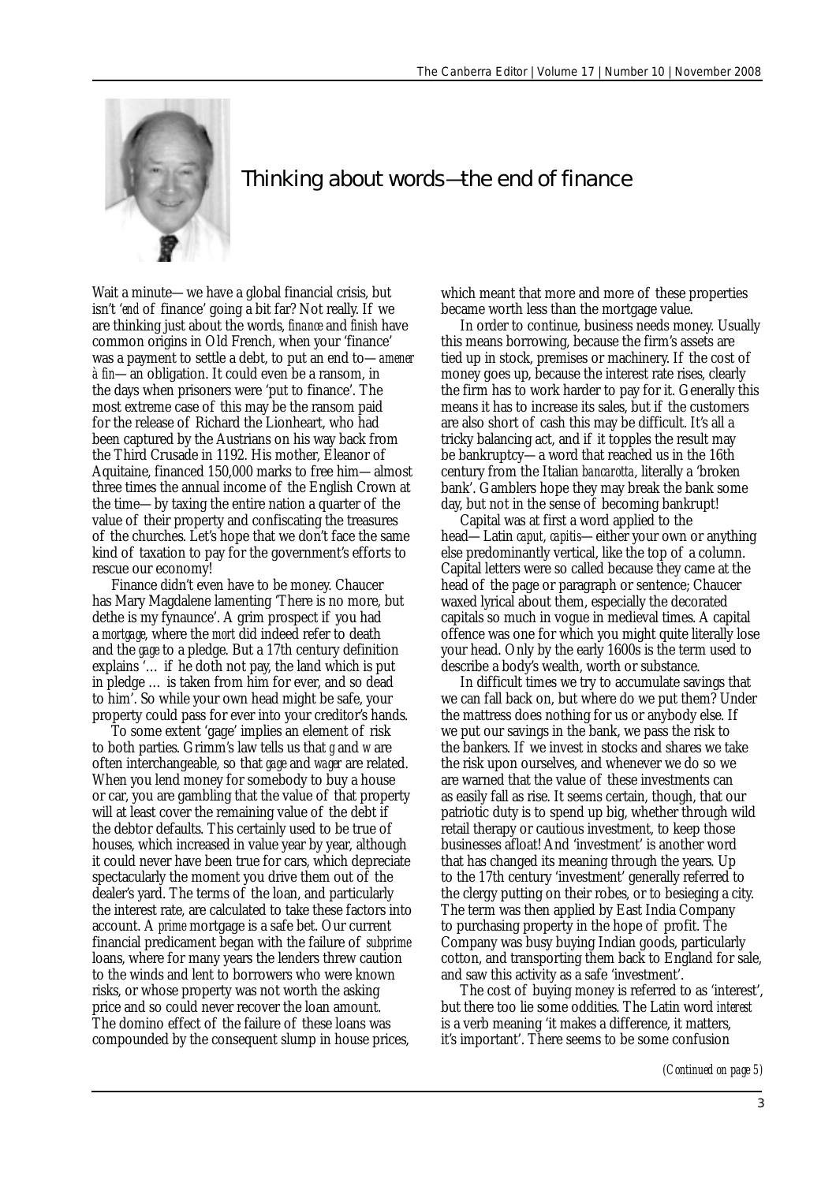# Thinking about words—the end of finance

Wait a minute—we have a global financial crisis, but isn't '*end* of finance' going a bit far? Not really. If we are thinking just about the words, *finance* and *finish* have common origins in Old French, when your 'finance' was a payment to settle a debt, to put an end to—*amener à fin*—an obligation. It could even be a ransom, in the days when prisoners were 'put to finance'. The most extreme case of this may be the ransom paid for the release of Richard the Lionheart, who had been captured by the Austrians on his way back from the Third Crusade in 1192. His mother, Eleanor of Aquitaine, financed 150,000 marks to free him—almost three times the annual income of the English Crown at the time—by taxing the entire nation a quarter of the value of their property and confiscating the treasures of the churches. Let's hope that we don't face the same kind of taxation to pay for the government's efforts to rescue our economy!

Finance didn't even have to be money. Chaucer has Mary Magdalene lamenting 'There is no more, but dethe is my fynaunce'. A grim prospect if you had a *mortgage*, where the *mort* did indeed refer to death and the *gage* to a pledge. But a 17th century definition explains '… if he doth not pay, the land which is put in pledge … is taken from him for ever, and so dead to him'. So while your own head might be safe, your property could pass for ever into your creditor's hands.

To some extent 'gage' implies an element of risk to both parties. Grimm's law tells us that *g* and *w* are often interchangeable, so that *gage* and *wager* are related. When you lend money for somebody to buy a house or car, you are gambling that the value of that property will at least cover the remaining value of the debt if the debtor defaults. This certainly used to be true of houses, which increased in value year by year, although it could never have been true for cars, which depreciate spectacularly the moment you drive them out of the dealer's yard. The terms of the loan, and particularly the interest rate, are calculated to take these factors into account. A *prime* mortgage is a safe bet. Our current financial predicament began with the failure of *subprime* loans, where for many years the lenders threw caution to the winds and lent to borrowers who were known risks, or whose property was not worth the asking price and so could never recover the loan amount. The domino effect of the failure of these loans was compounded by the consequent slump in house prices, which meant that more and more of these properties became worth less than the mortgage value.

In order to continue, business needs money. Usually this means borrowing, because the firm's assets are tied up in stock, premises or machinery. If the cost of money goes up, because the interest rate rises, clearly the firm has to work harder to pay for it. Generally this means it has to increase its sales, but if the customers are also short of cash this may be difficult. It's all a tricky balancing act, and if it topples the result may be bankruptcy—a word that reached us in the 16th century from the Italian *bancarotta*, literally a 'broken bank'. Gamblers hope they may break the bank some day, but not in the sense of becoming bankrupt!

Capital was at first a word applied to the head—Latin *caput, capitis*—either your own or anything else predominantly vertical, like the top of a column. Capital letters were so called because they came at the head of the page or paragraph or sentence; Chaucer waxed lyrical about them, especially the decorated capitals so much in vogue in medieval times. A capital offence was one for which you might quite literally lose your head. Only by the early 1600s is the term used to describe a body's wealth, worth or substance.

In difficult times we try to accumulate savings that we can fall back on, but where do we put them? Under the mattress does nothing for us or anybody else. If we put our savings in the bank, we pass the risk to the bankers. If we invest in stocks and shares we take the risk upon ourselves, and whenever we do so we are warned that the value of these investments can as easily fall as rise. It seems certain, though, that our patriotic duty is to spend up big, whether through wild retail therapy or cautious investment, to keep those businesses afloat! And 'investment' is another word that has changed its meaning through the years. Up to the 17th century 'investment' generally referred to the clergy putting on their robes, or to besieging a city. The term was then applied by East India Company to purchasing property in the hope of profit. The Company was busy buying Indian goods, particularly cotton, and transporting them back to England for sale, and saw this activity as a safe 'investment'.

The cost of buying money is referred to as 'interest', but there too lie some oddities. The Latin word *interest* is a verb meaning 'it makes a difference, it matters, it's important'. There seems to be some confusion

*(Continued on page 5)*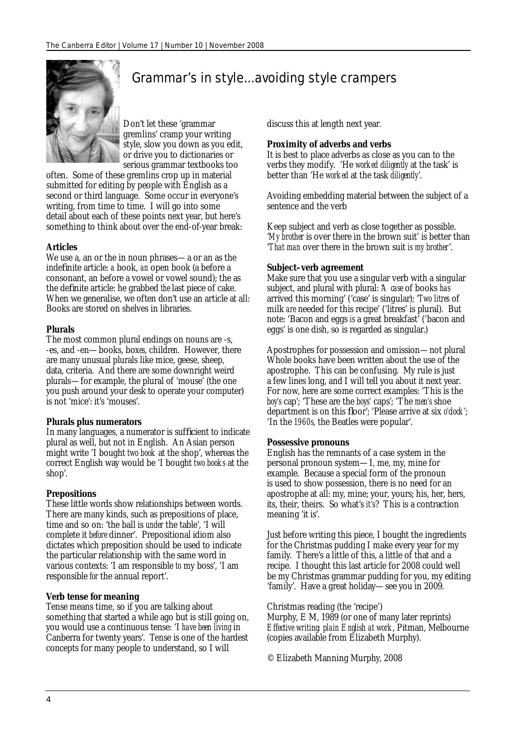# Grammar's in style...avoiding style crampers

Don't let these 'grammar gremlins' cramp your writing style, slow you down as you edit, or drive you to dictionaries or serious grammar textbooks too often. Some of these gremlins crop up in material submitted for editing by people with English as a second or third language. Some occur in everyone's writing, from time to time. I will go into some detail about each of these points next year, but here's something to think about over the end-of-year break:

**Articles**

We use a, an or the in noun phrases—a or an as the indefinite article: *a* book, *an* open book (a before a consonant, an before a vowel or vowel sound); the as the definite article: he grabbed *the* last piece of cake. When we generalise, we often don't use an article at all: Books are stored on shelves in libraries.

**Plurals**

The most common plural endings on nouns are -s, -es, and -en—books, box*es*, child*ren*. However, there are many unusual plurals like mice, geese, sheep, data, criteria. And there are some downright weird plurals—for example, the plural of 'mouse' (the one you push around your desk to operate your computer) is not 'mice': it's 'mouses'.

**Plurals plus numerators**

In many languages, a numerator is sufficient to indicate plural as well, but not in English. An Asian person might write 'I bought *two book* at the shop', whereas the correct English way would be 'I bought *two books* at the shop'.

**Prepositions**

These little words show relationships between words. There are many kinds, such as prepositions of place, time and so on: 'the ball is *under* the table', 'I will complete it *before* dinner'. Prepositional idiom also dictates which preposition should be used to indicate the particular relationship with the same word in various contexts: 'I am responsible *to* my boss', 'I am responsible *for* the annual report'.

**Verb tense for meaning**

Tense means time, so if you are talking about something that started a while ago but is still going on, you would use a continuous tense: 'I *have been living* in Canberra for twenty years'. Tense is one of the hardest concepts for many people to understand, so I will discuss this at length next year.

**Proximity of adverbs and verbs**

It is best to place adverbs as close as you can to the verbs they modify. 'He *worked diligently* at the task' is better than 'He *worked* at the task *diligently*'.

Avoiding embedding material between the subject of a sentence and the verb

Keep subject and verb as close together as possible. '*My brother* is over there in the brown suit' is better than '*That man* over there in the brown suit *is my brother*'.

**Subject–verb agreement**

Make sure that you use a singular verb with a singular subject, and plural with plural: '*A case* of books *has* arrived this morning' ('case' is singular); '*Two litres* of milk *are* needed for this recipe' ('litres' is plural). But note: 'Bacon and eggs *is* a great breakfast' ('bacon and eggs' is one dish, so is regarded as singular.)

Apostrophes for possession and omission—not plural

Whole books have been written about the use of the apostrophe. This can be confusing. My rule is just a few lines long, and I will tell you about it next year. For now, here are some correct examples: 'This is the *boy's* cap'; 'These are the *boys'* caps'; 'The *men's* shoe department is on this floor'; 'Please arrive at six *o'clock*'; 'In the *1960s*, the Beatles were popular'.

**Possessive pronouns**

English has the remnants of a case system in the personal pronoun system—I, me, my, mine for example. Because a special form of the pronoun is used to show possession, there is no need for an apostrophe at all: my, mine; your, yours; his, her, hers, its, their, theirs. So what's *it's*? This is a contraction meaning 'it is'.

Just before writing this piece, I bought the ingredients for the Christmas pudding I make every year for my family. There's a little of this, a little of that and a recipe. I thought this last article for 2008 could well be my Christmas grammar pudding for you, my editing 'family'. Have a great holiday—see you in 2009.

Christmas reading (the 'recipe')

Murphy, E M, 1989 (or one of many later reprints) *Effective writing: plain English at work*, Pitman, Melbourne (copies available from Elizabeth Murphy).

© Elizabeth Manning Murphy, 2008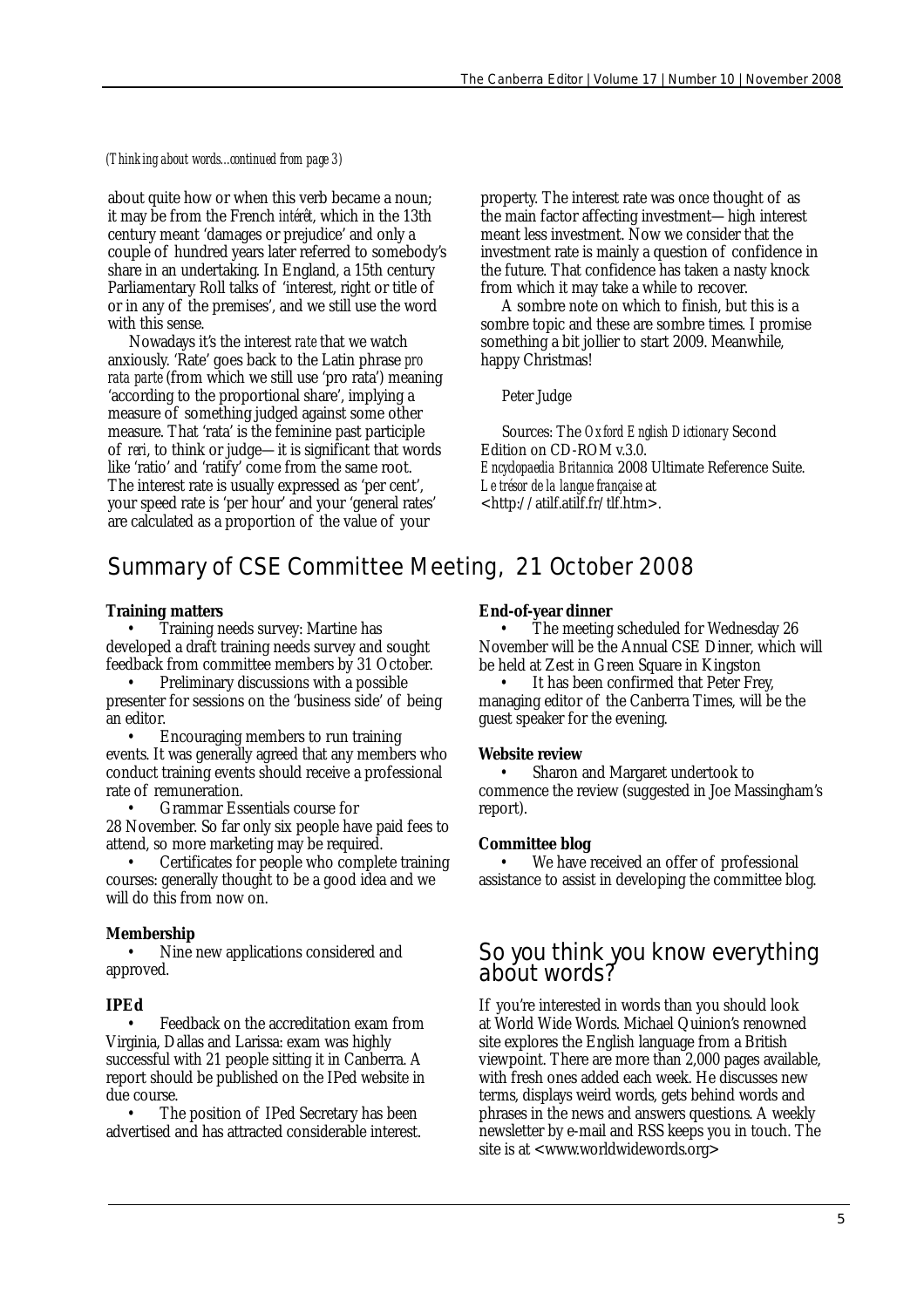*(Thinking about words...continued from page 3)*

about quite how or when this verb became a noun; it may be from the French *intérêt*, which in the 13th century meant 'damages or prejudice' and only a couple of hundred years later referred to somebody's share in an undertaking. In England, a 15th century Parliamentary Roll talks of 'interest, right or title of or in any of the premises', and we still use the word with this sense.

Nowadays it's the interest *rate* that we watch anxiously. 'Rate' goes back to the Latin phrase *pro rata parte* (from which we still use 'pro rata') meaning 'according to the proportional share', implying a measure of something judged against some other measure. That 'rata' is the feminine past participle of *reri*, to think or judge—it is significant that words like 'ratio' and 'ratify' come from the same root. The interest rate is usually expressed as 'per cent', your speed rate is 'per hour' and your 'general rates' are calculated as a proportion of the value of your property. The interest rate was once thought of as the main factor affecting investment—high interest meant less investment. Now we consider that the investment rate is mainly a question of confidence in the future. That confidence has taken a nasty knock from which it may take a while to recover.

A sombre note on which to finish, but this is a sombre topic and these are sombre times. I promise something a bit jollier to start 2009. Meanwhile, happy Christmas!

Peter Judge

Sources: The *Oxford English Dictionary* Second Edition on CD-ROM v.3.0.
*Encyclopaedia Britannica* 2008 Ultimate Reference Suite.
*Le trésor de la langue française* at <http://atilf.atilf.fr/tlf.htm>.

## Summary of CSE Committee Meeting, 21 October 2008

**Training matters**

- Training needs survey: Martine has developed a draft training needs survey and sought feedback from committee members by 31 October.
- Preliminary discussions with a possible presenter for sessions on the 'business side' of being an editor.
- Encouraging members to run training events. It was generally agreed that any members who conduct training events should receive a professional rate of remuneration.
- Grammar Essentials course for 28 November. So far only six people have paid fees to attend, so more marketing may be required.
- Certificates for people who complete training courses: generally thought to be a good idea and we will do this from now on.

**Membership**

- Nine new applications considered and approved.

**IPEd**

- Feedback on the accreditation exam from Virginia, Dallas and Larissa: exam was highly successful with 21 people sitting it in Canberra. A report should be published on the IPed website in due course.
- The position of IPed Secretary has been advertised and has attracted considerable interest.

**End-of-year dinner**

- The meeting scheduled for Wednesday 26 November will be the Annual CSE Dinner, which will be held at Zest in Green Square in Kingston
- It has been confirmed that Peter Frey, managing editor of the Canberra Times, will be the guest speaker for the evening.

**Website review**

- Sharon and Margaret undertook to commence the review (suggested in Joe Massingham's report).

**Committee blog**

- We have received an offer of professional assistance to assist in developing the committee blog.

## So you think you know everything about words?

If you're interested in words than you should look at World Wide Words. Michael Quinion's renowned site explores the English language from a British viewpoint. There are more than 2,000 pages available, with fresh ones added each week. He discusses new terms, displays weird words, gets behind words and phrases in the news and answers questions. A weekly newsletter by e-mail and RSS keeps you in touch. The site is at <www.worldwidewords.org>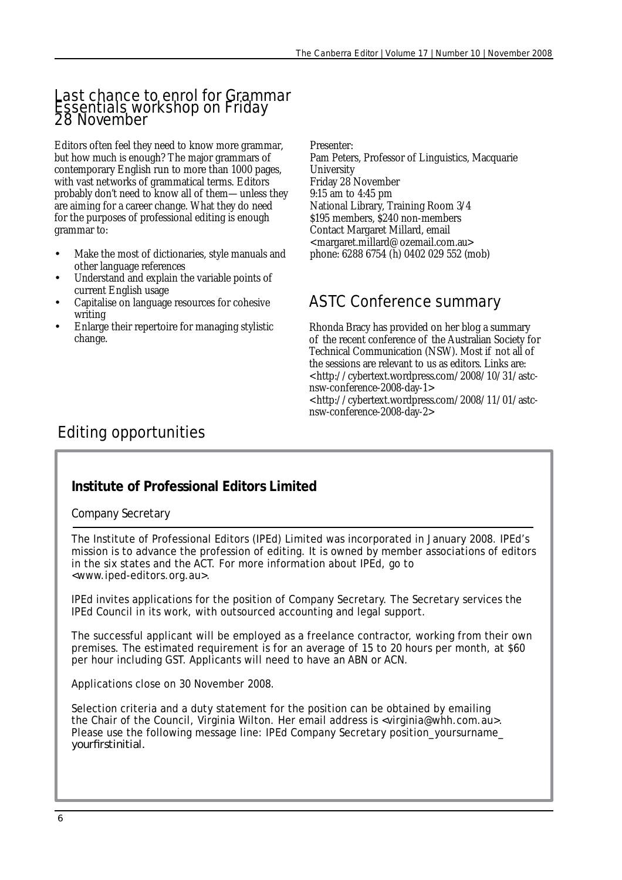## Last chance to enrol for Grammar Essentials workshop on Friday 28 November

Editors often feel they need to know more grammar, but how much is enough? The major grammars of contemporary English run to more than 1000 pages, with vast networks of grammatical terms. Editors probably don't need to know all of them—unless they are aiming for a career change. What they do need for the purposes of professional editing is enough grammar to:

- Make the most of dictionaries, style manuals and other language references
- Understand and explain the variable points of current English usage
- Capitalise on language resources for cohesive writing
- Enlarge their repertoire for managing stylistic change.

Presenter:
Pam Peters, Professor of Linguistics, Macquarie University
Friday 28 November
9:15 am to 4:45 pm
National Library, Training Room 3/4
$195 members, $240 non-members
Contact Margaret Millard, email <margaret.millard@ozemail.com.au>
phone: 6288 6754 (h) 0402 029 552 (mob)

## ASTC Conference summary

Rhonda Bracy has provided on her blog a summary of the recent conference of the Australian Society for Technical Communication (NSW). Most if not all of the sessions are relevant to us as editors. Links are:
<http://cybertext.wordpress.com/2008/10/31/astc-nsw-conference-2008-day-1>
<http://cybertext.wordpress.com/2008/11/01/astc-nsw-conference-2008-day-2>

## Editing opportunities

### Institute of Professional Editors Limited

Company Secretary

The Institute of Professional Editors (IPEd) Limited was incorporated in January 2008. IPEd's mission is to advance the profession of editing. It is owned by member associations of editors in the six states and the ACT. For more information about IPEd, go to <www.iped-editors.org.au>.

IPEd invites applications for the position of Company Secretary. The Secretary services the IPEd Council in its work, with outsourced accounting and legal support.

The successful applicant will be employed as a freelance contractor, working from their own premises. The estimated requirement is for an average of 15 to 20 hours per month, at $60 per hour including GST. Applicants will need to have an ABN or ACN.

Applications close on 30 November 2008.

Selection criteria and a duty statement for the position can be obtained by emailing the Chair of the Council, Virginia Wilton. Her email address is <virginia@whh.com.au>. Please use the following message line: IPEd Company Secretary position_yoursurname_yourfirstinitial.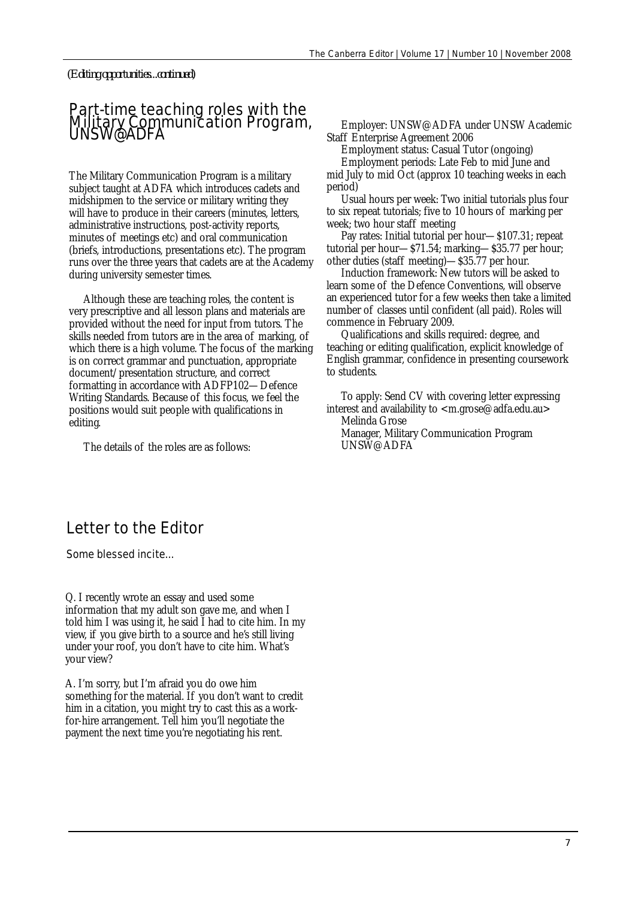*(Editing opportunities...continued)*

## Part-time teaching roles with the Military Communication Program, UNSW@ADFA

The Military Communication Program is a military subject taught at ADFA which introduces cadets and midshipmen to the service or military writing they will have to produce in their careers (minutes, letters, administrative instructions, post-activity reports, minutes of meetings etc) and oral communication (briefs, introductions, presentations etc). The program runs over the three years that cadets are at the Academy during university semester times.

Although these are teaching roles, the content is very prescriptive and all lesson plans and materials are provided without the need for input from tutors. The skills needed from tutors are in the area of marking, of which there is a high volume. The focus of the marking is on correct grammar and punctuation, appropriate document/presentation structure, and correct formatting in accordance with ADFP102—Defence Writing Standards. Because of this focus, we feel the positions would suit people with qualifications in editing.

The details of the roles are as follows:

Employer: UNSW@ADFA under UNSW Academic Staff Enterprise Agreement 2006

Employment status: Casual Tutor (ongoing)

Employment periods: Late Feb to mid June and mid July to mid Oct (approx 10 teaching weeks in each period)

Usual hours per week: Two initial tutorials plus four to six repeat tutorials; five to 10 hours of marking per week; two hour staff meeting

Pay rates: Initial tutorial per hour—$107.31; repeat tutorial per hour—$71.54; marking—$35.77 per hour; other duties (staff meeting)—$35.77 per hour.

Induction framework: New tutors will be asked to learn some of the Defence Conventions, will observe an experienced tutor for a few weeks then take a limited number of classes until confident (all paid). Roles will commence in February 2009.

Qualifications and skills required: degree, and teaching or editing qualification, explicit knowledge of English grammar, confidence in presenting coursework to students.

To apply: Send CV with covering letter expressing interest and availability to <m.grose@adfa.edu.au>

Melinda Grose
Manager, Military Communication Program
UNSW@ADFA

## Letter to the Editor

Some blessed incite...

Q. I recently wrote an essay and used some information that my adult son gave me, and when I told him I was using it, he said I had to cite him. In my view, if you give birth to a source and he's still living under your roof, you don't have to cite him. What's your view?

A. I'm sorry, but I'm afraid you do owe him something for the material. If you don't want to credit him in a citation, you might try to cast this as a work-for-hire arrangement. Tell him you'll negotiate the payment the next time you're negotiating his rent.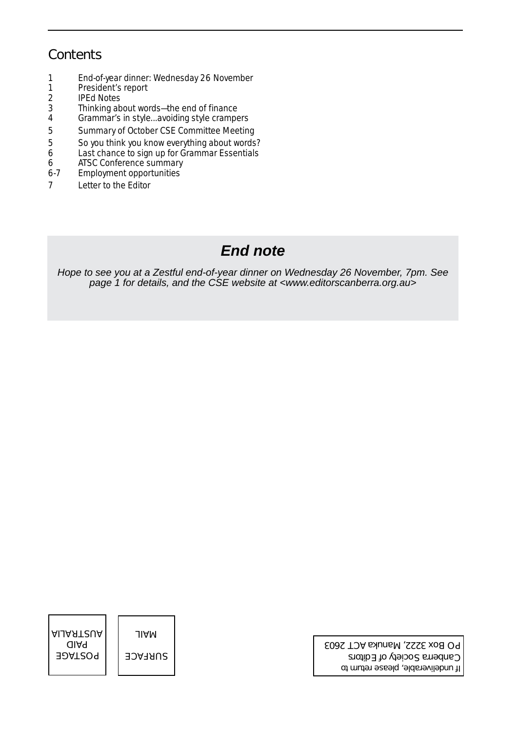## Contents

| | |
|---|---|
| 1 | End-of-year dinner: Wednesday 26 November |
| 1 | President's report |
| 2 | IPEd Notes |
| 3 | Thinking about words—the end of finance |
| 4 | Grammar's in style...avoiding style crampers |
| 5 | Summary of October CSE Committee Meeting |
| 5 | So you think you know everything about words? |
| 6 | Last chance to sign up for Grammar Essentials |
| 6 | ATSC Conference summary |
| 6-7 | Employment opportunities |
| 7 | Letter to the Editor |

## *End note*

*Hope to see you at a Zestful end-of-year dinner on Wednesday 26 November, 7pm. See page 1 for details, and the CSE website at <www.editorscanberra.org.au>*

POSTAGE
PAID
AUSTRALIA

SURFACE
MAIL

If undeliverable, please return to
Canberra Society of Editors
PO Box 3222, Manuka ACT 2603